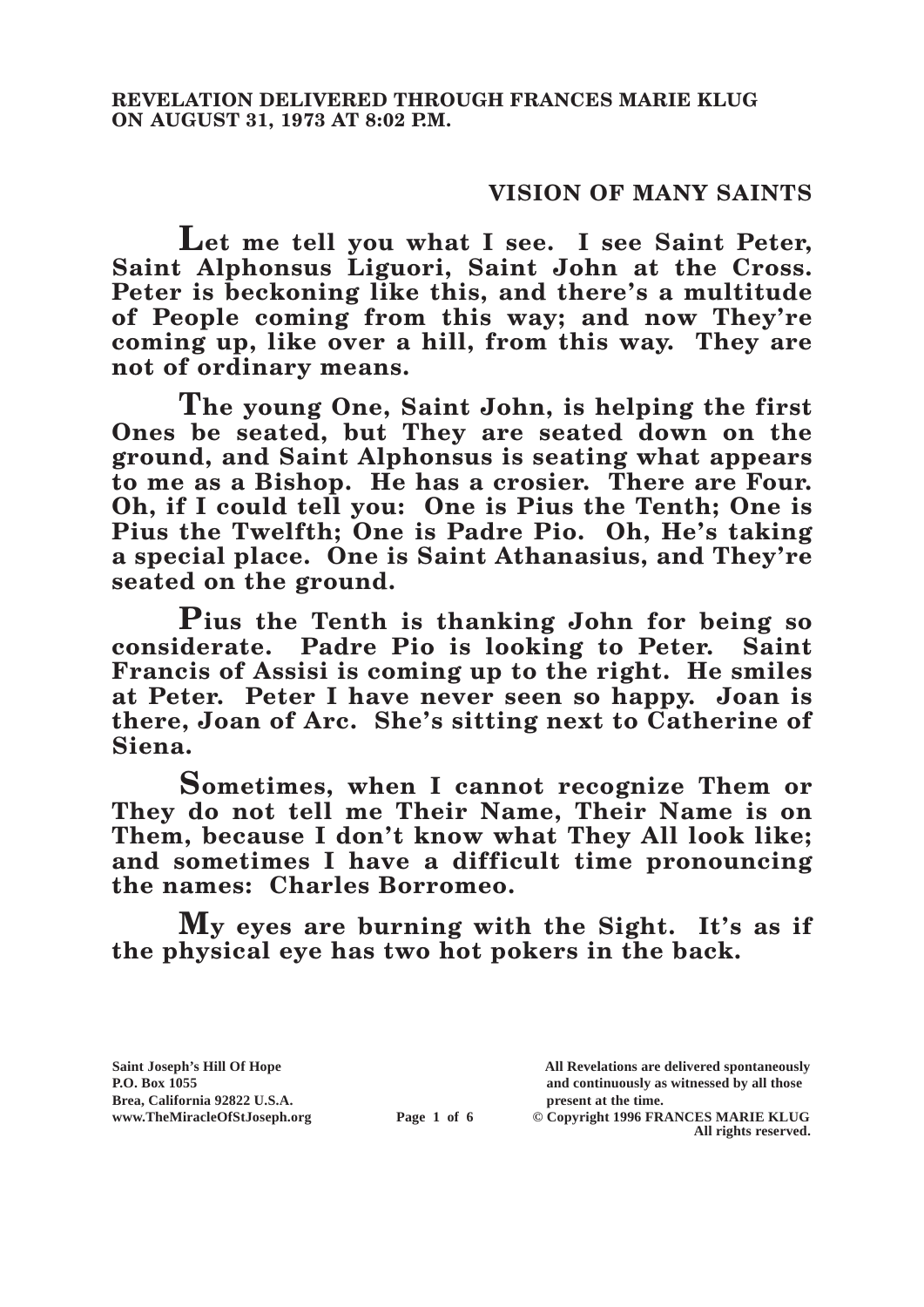**REVELATION DELIVERED THROUGH FRANCES MARIE KLUG ON AUGUST 31, 1973 AT 8:02 P.M.**

## VISION OF MANY SAINTS

**Let me tell you what I see. I see Saint Peter, Saint Alphonsus Liguori, Saint John at the Cross. Peter is beckoning like this, and there's a multitude of People coming from this way; and now They're coming up, like over a hill, from this way. They are not of ordinary means.**

**The young One, Saint John, is helping the first Ones be seated, but They are seated down on the ground, and Saint Alphonsus is seating what appears to me as a Bishop. He has a crosier. There are Four. Oh, if I could tell you: One is Pius the Tenth; One is Pius the Twelfth; One is Padre Pio. Oh, He's taking a special place. One is Saint Athanasius, and They're seated on the ground.**

**Pius the Tenth is thanking John for being so considerate. Padre Pio is looking to Peter. Saint Francis of Assisi is coming up to the right. He smiles at Peter. Peter I have never seen so happy. Joan is there, Joan of Arc. She's sitting next to Catherine of Siena.**

**Sometimes, when I cannot recognize Them or They do not tell me Their Name, Their Name is on Them, because I don't know what They All look like; and sometimes I have a difficult time pronouncing the names: Charles Borromeo.**

**My eyes are burning with the Sight. It's as if the physical eye has two hot pokers in the back.**

**Saint Joseph's Hill Of Hope**
**P.O. Box 1055**
**Brea, California 92822 U.S.A.**
**www.TheMiracleOfStJoseph.org**

**All Revelations are delivered spontaneously and continuously as witnessed by all those present at the time.**
**© Copyright 1996 FRANCES MARIE KLUG**
**All rights reserved.**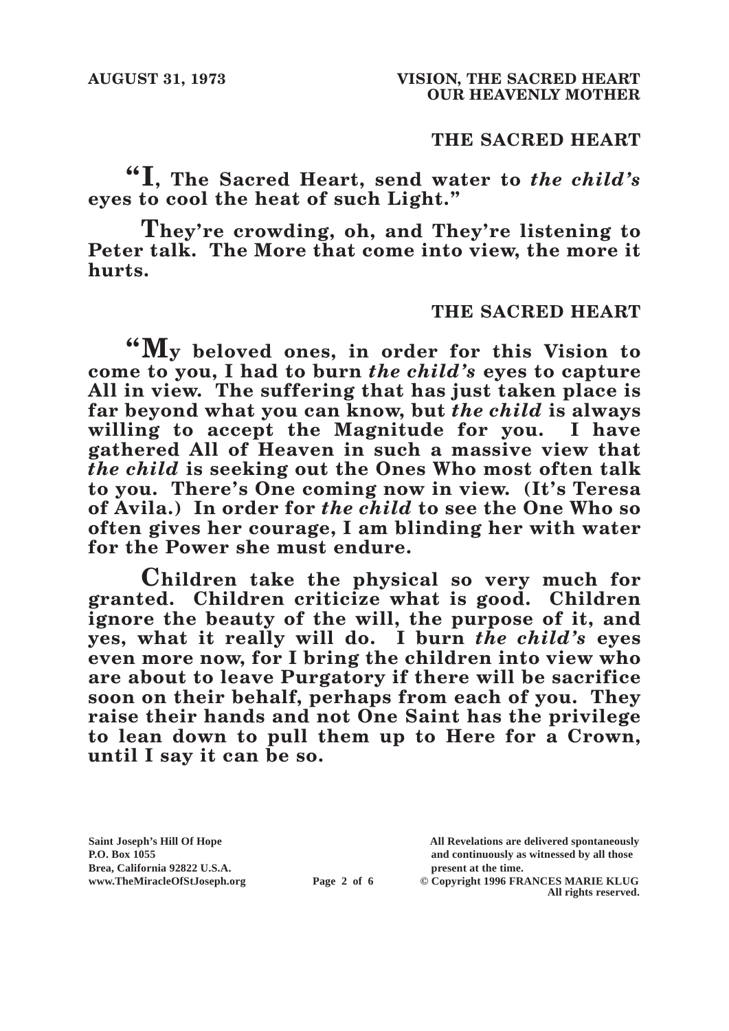### THE SACRED HEART

**"I, The Sacred Heart, send water to *the child's* eyes to cool the heat of such Light."**

**They're crowding, oh, and They're listening to Peter talk. The More that come into view, the more it hurts.**

### THE SACRED HEART

**"My beloved ones, in order for this Vision to come to you, I had to burn *the child's* eyes to capture All in view. The suffering that has just taken place is far beyond what you can know, but *the child* is always willing to accept the Magnitude for you. I have gathered All of Heaven in such a massive view that *the child* is seeking out the Ones Who most often talk to you. There's One coming now in view. (It's Teresa of Avila.) In order for *the child* to see the One Who so often gives her courage, I am blinding her with water for the Power she must endure.**

**Children take the physical so very much for granted. Children criticize what is good. Children ignore the beauty of the will, the purpose of it, and yes, what it really will do. I burn *the child's* eyes even more now, for I bring the children into view who are about to leave Purgatory if there will be sacrifice soon on their behalf, perhaps from each of you. They raise their hands and not One Saint has the privilege to lean down to pull them up to Here for a Crown, until I say it can be so.**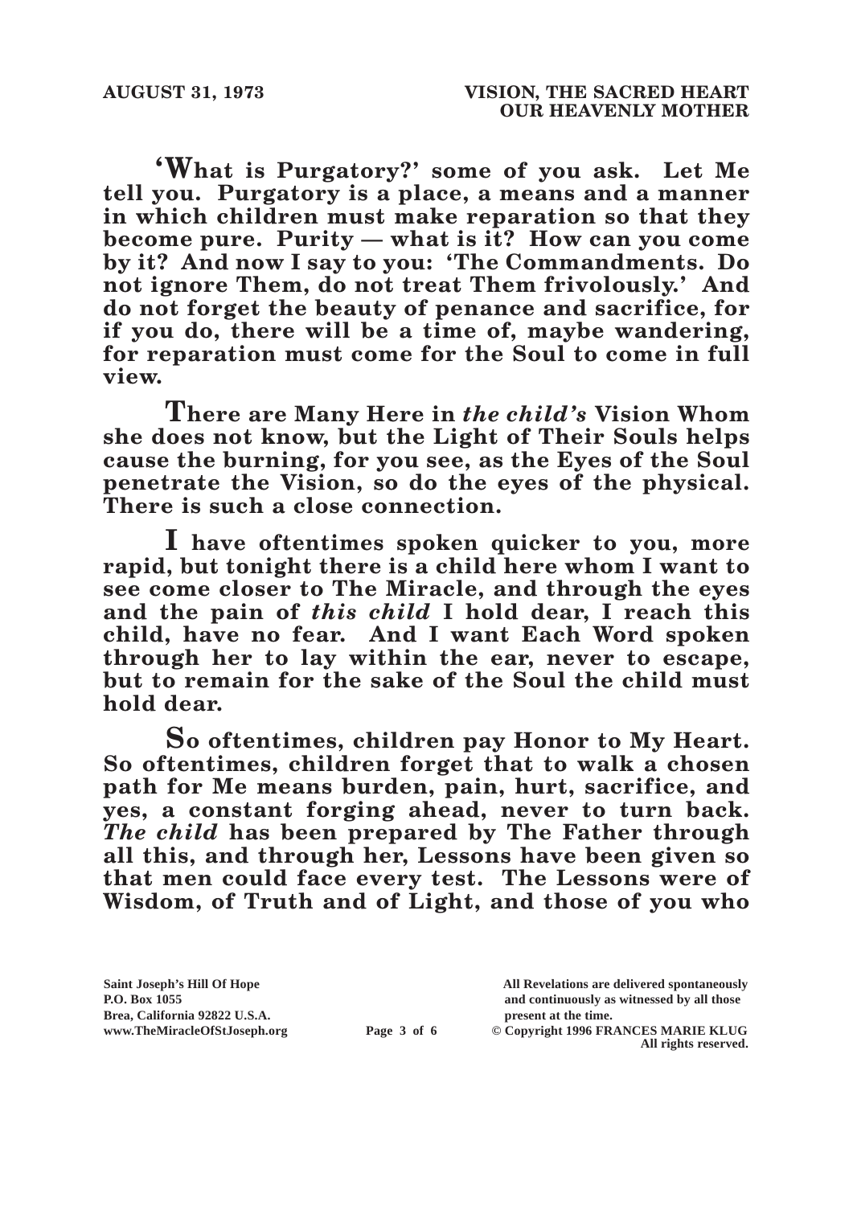**'What is Purgatory?' some of you ask. Let Me tell you. Purgatory is a place, a means and a manner in which children must make reparation so that they become pure. Purity — what is it? How can you come by it? And now I say to you: 'The Commandments. Do not ignore Them, do not treat Them frivolously.' And do not forget the beauty of penance and sacrifice, for if you do, there will be a time of, maybe wandering, for reparation must come for the Soul to come in full view.**

**There are Many Here in *the child's* Vision Whom she does not know, but the Light of Their Souls helps cause the burning, for you see, as the Eyes of the Soul penetrate the Vision, so do the eyes of the physical. There is such a close connection.**

**I have oftentimes spoken quicker to you, more rapid, but tonight there is a child here whom I want to see come closer to The Miracle, and through the eyes and the pain of *this child* I hold dear, I reach this child, have no fear. And I want Each Word spoken through her to lay within the ear, never to escape, but to remain for the sake of the Soul the child must hold dear.**

**So oftentimes, children pay Honor to My Heart. So oftentimes, children forget that to walk a chosen path for Me means burden, pain, hurt, sacrifice, and yes, a constant forging ahead, never to turn back. *The child* has been prepared by The Father through all this, and through her, Lessons have been given so that men could face every test. The Lessons were of Wisdom, of Truth and of Light, and those of you who**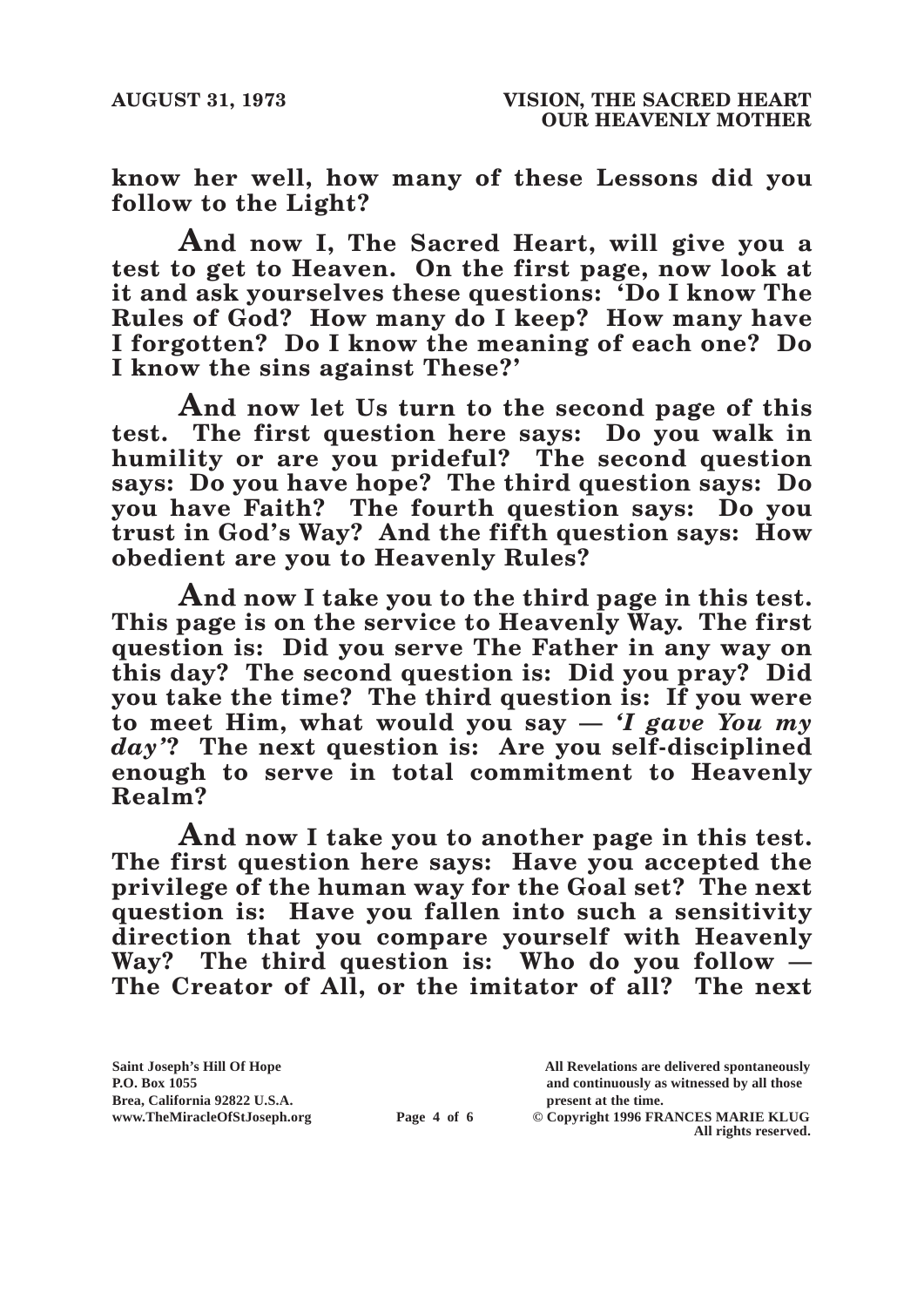**know her well, how many of these Lessons did you follow to the Light?**

**And now I, The Sacred Heart, will give you a test to get to Heaven. On the first page, now look at it and ask yourselves these questions: 'Do I know The Rules of God? How many do I keep? How many have I forgotten? Do I know the meaning of each one? Do I know the sins against These?'**

**And now let Us turn to the second page of this test. The first question here says: Do you walk in humility or are you prideful? The second question says: Do you have hope? The third question says: Do you have Faith? The fourth question says: Do you trust in God's Way? And the fifth question says: How obedient are you to Heavenly Rules?**

**And now I take you to the third page in this test. This page is on the service to Heavenly Way. The first question is: Did you serve The Father in any way on this day? The second question is: Did you pray? Did you take the time? The third question is: If you were to meet Him, what would you say — *'I gave You my day'*? The next question is: Are you self-disciplined enough to serve in total commitment to Heavenly Realm?**

**And now I take you to another page in this test. The first question here says: Have you accepted the privilege of the human way for the Goal set? The next question is: Have you fallen into such a sensitivity direction that you compare yourself with Heavenly Way? The third question is: Who do you follow — The Creator of All, or the imitator of all? The next**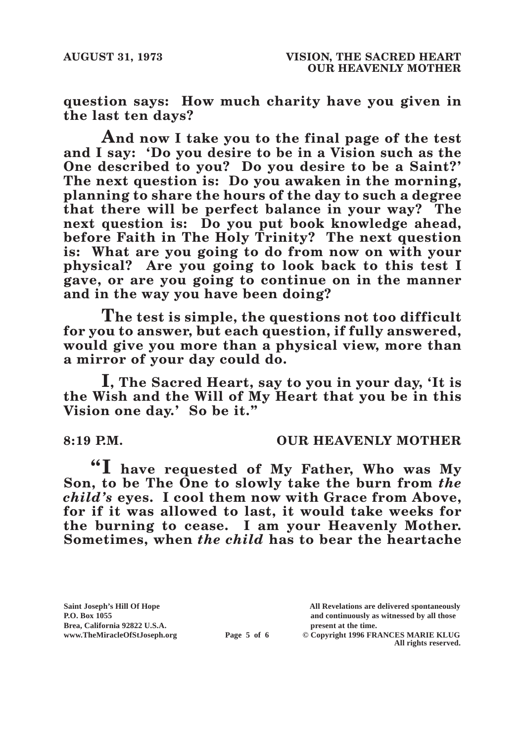**question says: How much charity have you given in the last ten days?**

**And now I take you to the final page of the test and I say: 'Do you desire to be in a Vision such as the One described to you? Do you desire to be a Saint?' The next question is: Do you awaken in the morning, planning to share the hours of the day to such a degree that there will be perfect balance in your way? The next question is: Do you put book knowledge ahead, before Faith in The Holy Trinity? The next question is: What are you going to do from now on with your physical? Are you going to look back to this test I gave, or are you going to continue on in the manner and in the way you have been doing?**

**The test is simple, the questions not too difficult for you to answer, but each question, if fully answered, would give you more than a physical view, more than a mirror of your day could do.**

**I, The Sacred Heart, say to you in your day, 'It is the Wish and the Will of My Heart that you be in this Vision one day.' So be it."**

**8:19 P.M. OUR HEAVENLY MOTHER**

**"I have requested of My Father, Who was My Son, to be The One to slowly take the burn from *the child's* eyes. I cool them now with Grace from Above, for if it was allowed to last, it would take weeks for the burning to cease. I am your Heavenly Mother. Sometimes, when *the child* has to bear the heartache**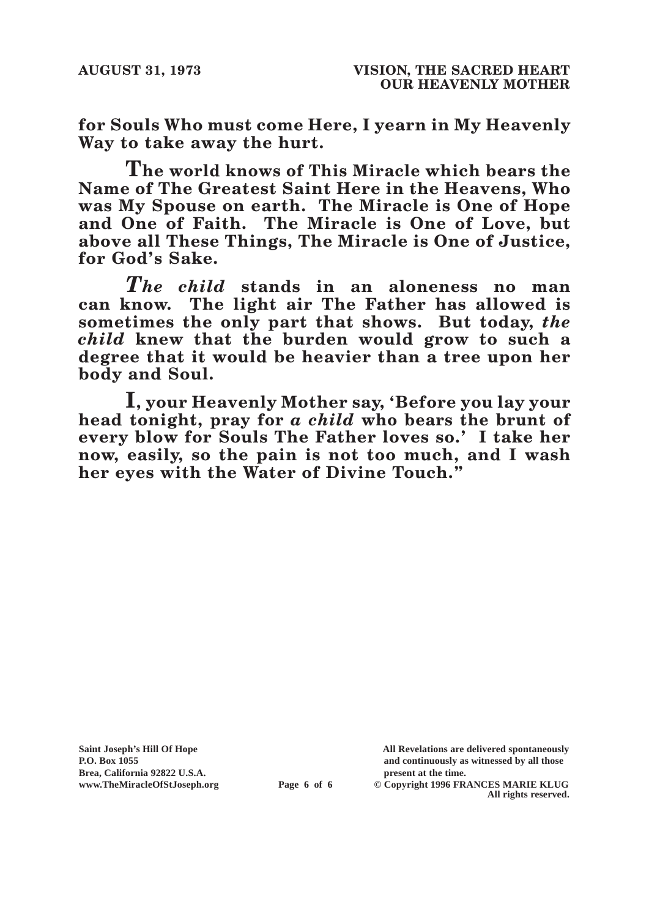**for Souls Who must come Here, I yearn in My Heavenly Way to take away the hurt.**

**The world knows of This Miracle which bears the Name of The Greatest Saint Here in the Heavens, Who was My Spouse on earth. The Miracle is One of Hope and One of Faith. The Miracle is One of Love, but above all These Things, The Miracle is One of Justice, for God's Sake.**

***The child* stands in an aloneness no man can know. The light air The Father has allowed is sometimes the only part that shows. But today, *the child* knew that the burden would grow to such a degree that it would be heavier than a tree upon her body and Soul.**

**I, your Heavenly Mother say, 'Before you lay your head tonight, pray for *a child* who bears the brunt of every blow for Souls The Father loves so.' I take her now, easily, so the pain is not too much, and I wash her eyes with the Water of Divine Touch."**